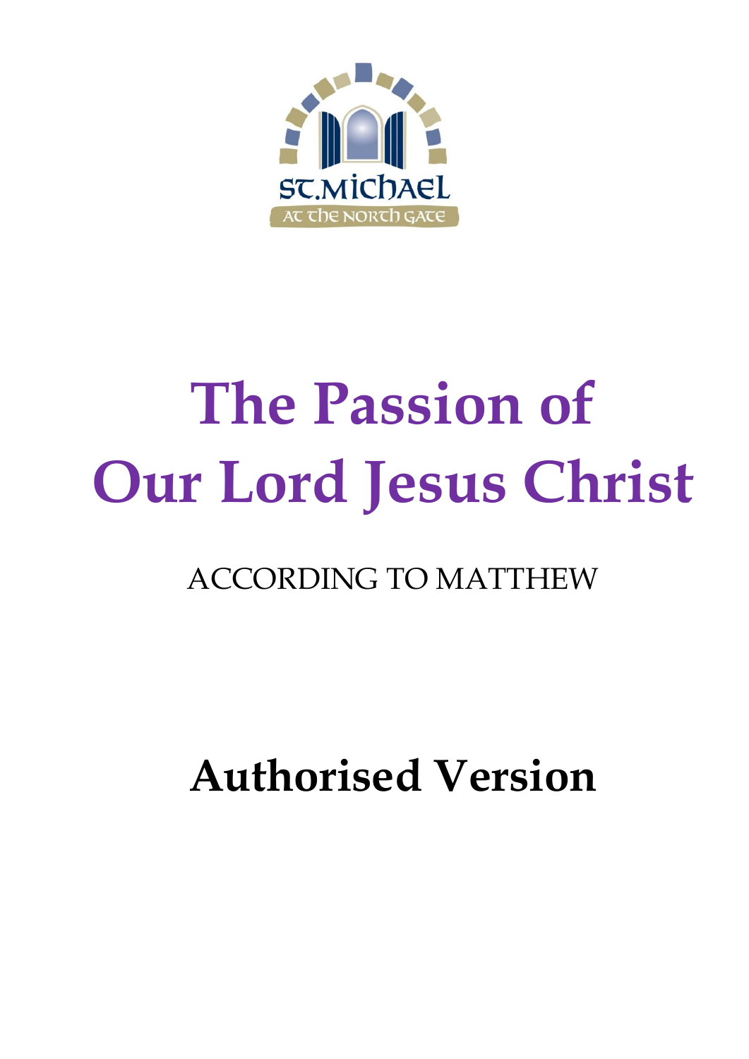ST.MICHAEL

AT THE NORTH GATE

# The Passion of Our Lord Jesus Christ

ACCORDING TO MATTHEW

## Authorised Version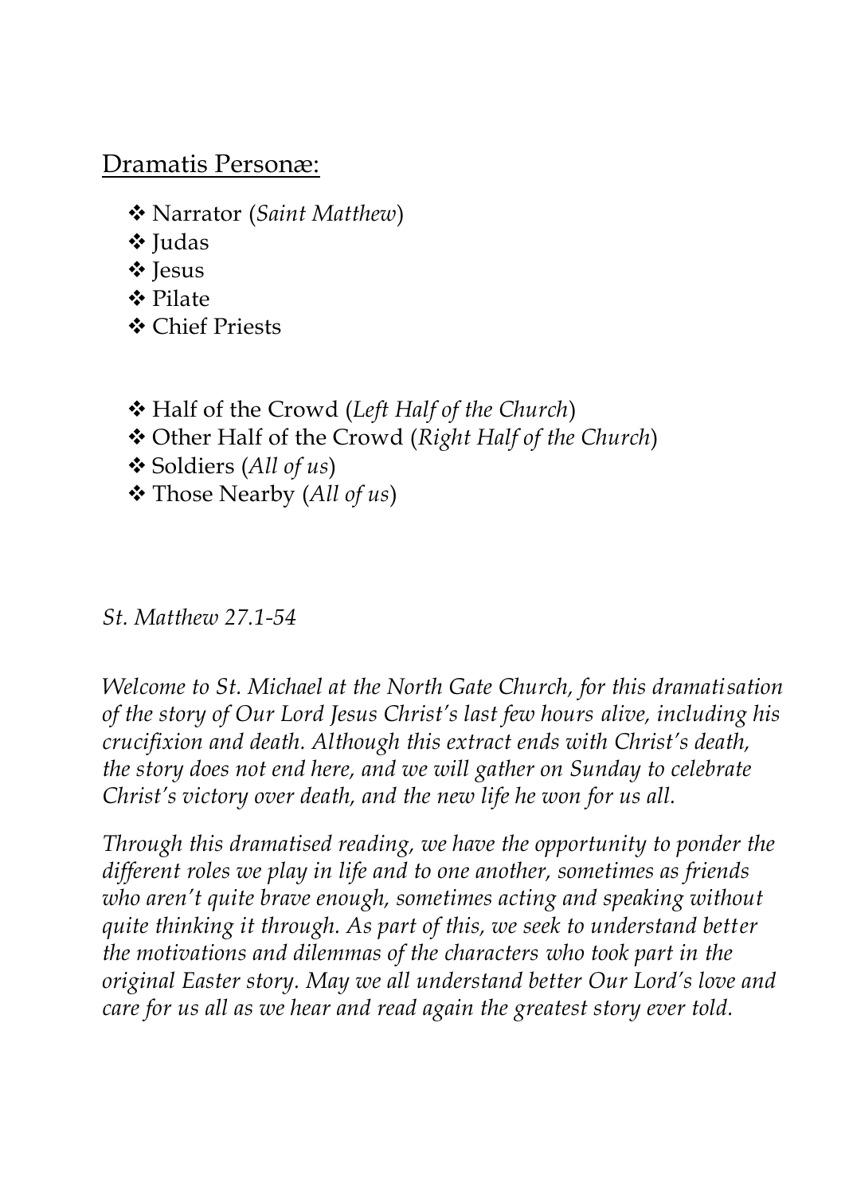## Dramatis Personæ:

- ❖ Narrator (*Saint Matthew*)
- ❖ Judas
- ❖ Jesus
- ❖ Pilate
- ❖ Chief Priests

- ❖ Half of the Crowd (*Left Half of the Church*)
- ❖ Other Half of the Crowd (*Right Half of the Church*)
- ❖ Soldiers (*All of us*)
- ❖ Those Nearby (*All of us*)

*St. Matthew 27.1-54*

*Welcome to St. Michael at the North Gate Church, for this dramatisation of the story of Our Lord Jesus Christ's last few hours alive, including his crucifixion and death. Although this extract ends with Christ's death, the story does not end here, and we will gather on Sunday to celebrate Christ's victory over death, and the new life he won for us all.*

*Through this dramatised reading, we have the opportunity to ponder the different roles we play in life and to one another, sometimes as friends who aren't quite brave enough, sometimes acting and speaking without quite thinking it through. As part of this, we seek to understand better the motivations and dilemmas of the characters who took part in the original Easter story. May we all understand better Our Lord's love and care for us all as we hear and read again the greatest story ever told.*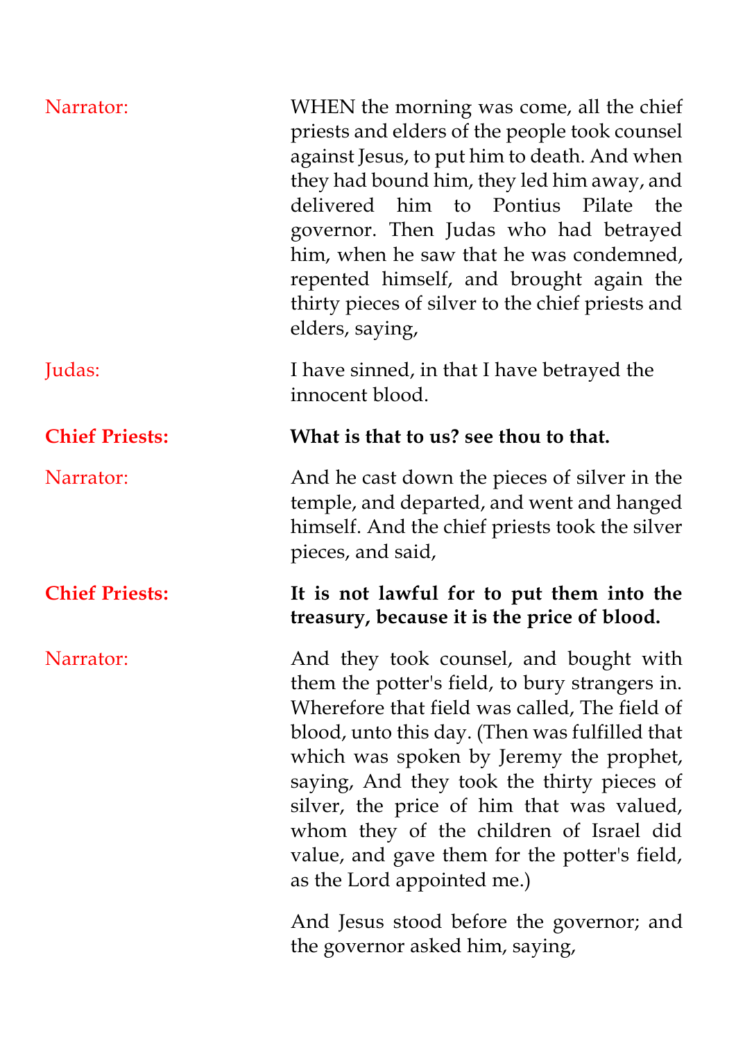Narrator: WHEN the morning was come, all the chief priests and elders of the people took counsel against Jesus, to put him to death. And when they had bound him, they led him away, and delivered him to Pontius Pilate the governor. Then Judas who had betrayed him, when he saw that he was condemned, repented himself, and brought again the thirty pieces of silver to the chief priests and elders, saying,

Judas: I have sinned, in that I have betrayed the innocent blood.

**Chief Priests:** **What is that to us? see thou to that.**

Narrator: And he cast down the pieces of silver in the temple, and departed, and went and hanged himself. And the chief priests took the silver pieces, and said,

**Chief Priests:** **It is not lawful for to put them into the treasury, because it is the price of blood.**

Narrator: And they took counsel, and bought with them the potter's field, to bury strangers in. Wherefore that field was called, The field of blood, unto this day. (Then was fulfilled that which was spoken by Jeremy the prophet, saying, And they took the thirty pieces of silver, the price of him that was valued, whom they of the children of Israel did value, and gave them for the potter's field, as the Lord appointed me.)

And Jesus stood before the governor; and the governor asked him, saying,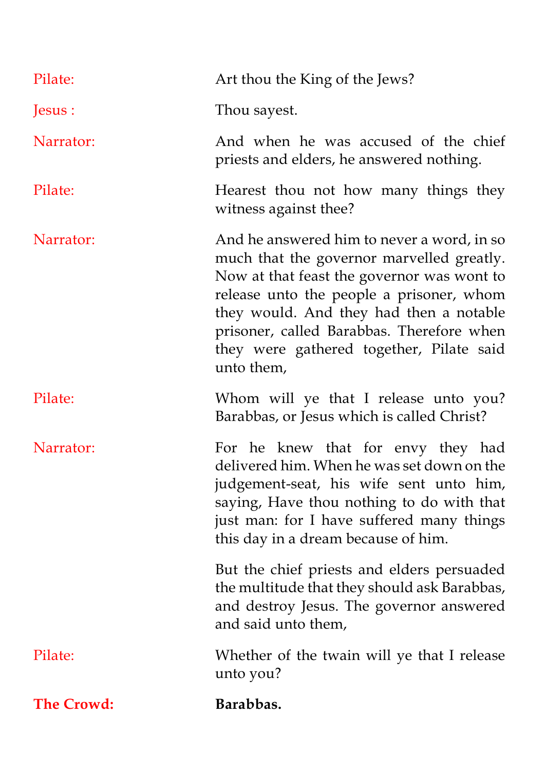Pilate: Art thou the King of the Jews?

Jesus : Thou sayest.

Narrator: And when he was accused of the chief priests and elders, he answered nothing.

Pilate: Hearest thou not how many things they witness against thee?

Narrator: And he answered him to never a word, in so much that the governor marvelled greatly. Now at that feast the governor was wont to release unto the people a prisoner, whom they would. And they had then a notable prisoner, called Barabbas. Therefore when they were gathered together, Pilate said unto them,

Pilate: Whom will ye that I release unto you? Barabbas, or Jesus which is called Christ?

Narrator: For he knew that for envy they had delivered him. When he was set down on the judgement-seat, his wife sent unto him, saying, Have thou nothing to do with that just man: for I have suffered many things this day in a dream because of him.

But the chief priests and elders persuaded the multitude that they should ask Barabbas, and destroy Jesus. The governor answered and said unto them,

Pilate: Whether of the twain will ye that I release unto you?

**The Crowd:** **Barabbas.**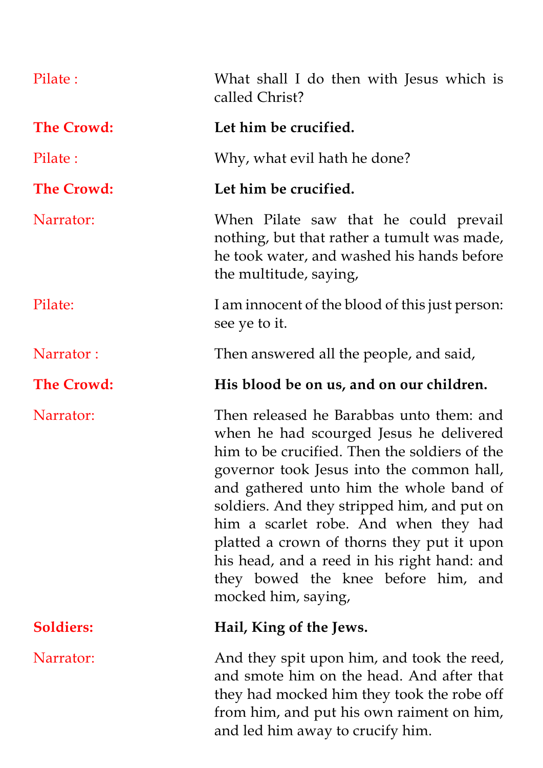Pilate : What shall I do then with Jesus which is called Christ?

**The Crowd: Let him be crucified.**

Pilate : Why, what evil hath he done?

**The Crowd: Let him be crucified.**

Narrator: When Pilate saw that he could prevail nothing, but that rather a tumult was made, he took water, and washed his hands before the multitude, saying,

Pilate: I am innocent of the blood of this just person: see ye to it.

Narrator : Then answered all the people, and said,

**The Crowd: His blood be on us, and on our children.**

Narrator: Then released he Barabbas unto them: and when he had scourged Jesus he delivered him to be crucified. Then the soldiers of the governor took Jesus into the common hall, and gathered unto him the whole band of soldiers. And they stripped him, and put on him a scarlet robe. And when they had platted a crown of thorns they put it upon his head, and a reed in his right hand: and they bowed the knee before him, and mocked him, saying,

**Soldiers: Hail, King of the Jews.**

Narrator: And they spit upon him, and took the reed, and smote him on the head. And after that they had mocked him they took the robe off from him, and put his own raiment on him, and led him away to crucify him.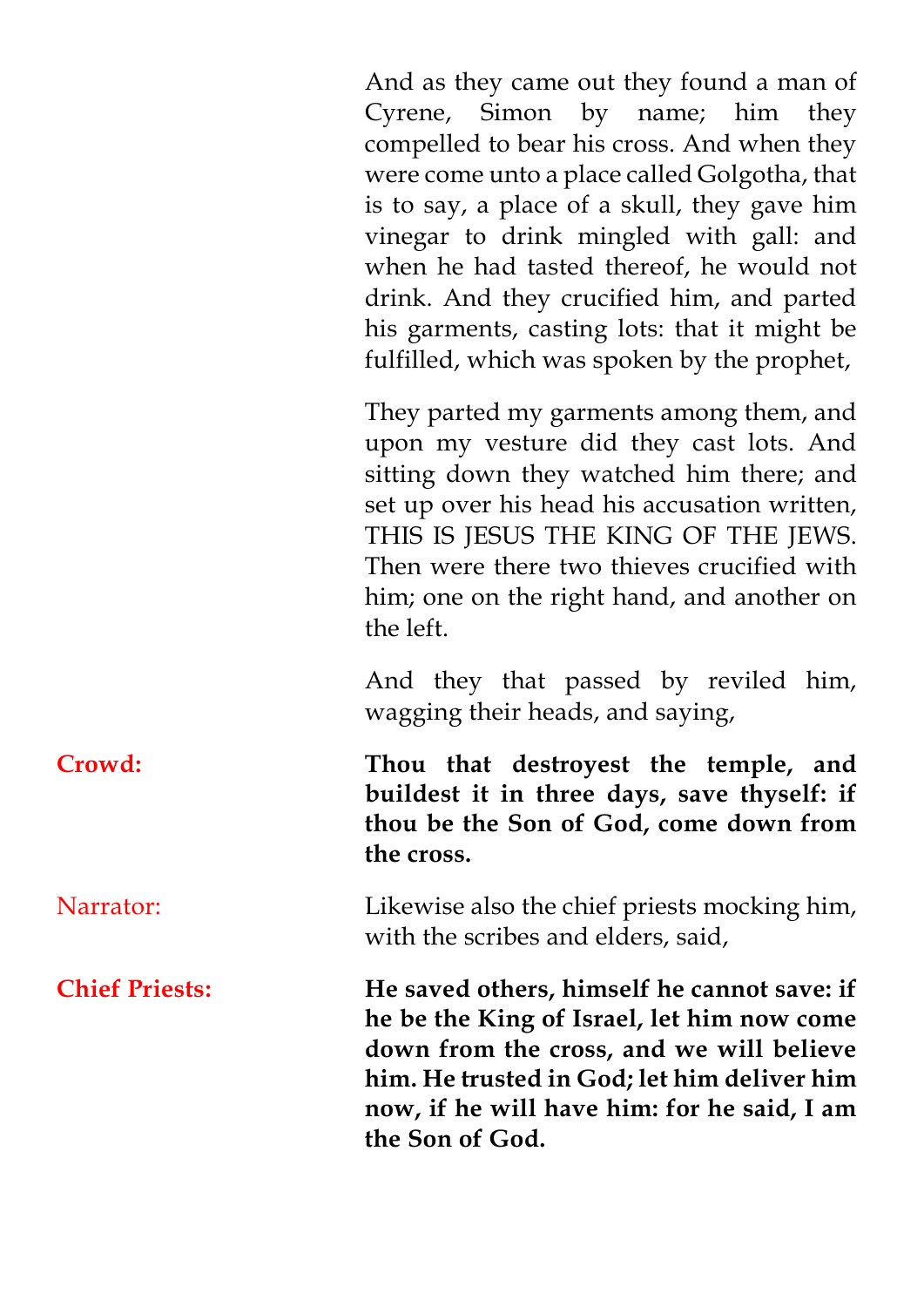And as they came out they found a man of Cyrene, Simon by name; him they compelled to bear his cross. And when they were come unto a place called Golgotha, that is to say, a place of a skull, they gave him vinegar to drink mingled with gall: and when he had tasted thereof, he would not drink. And they crucified him, and parted his garments, casting lots: that it might be fulfilled, which was spoken by the prophet,

They parted my garments among them, and upon my vesture did they cast lots. And sitting down they watched him there; and set up over his head his accusation written, THIS IS JESUS THE KING OF THE JEWS. Then were there two thieves crucified with him; one on the right hand, and another on the left.

And they that passed by reviled him, wagging their heads, and saying,

**Crowd:** **Thou that destroyest the temple, and buildest it in three days, save thyself: if thou be the Son of God, come down from the cross.**

Narrator: Likewise also the chief priests mocking him, with the scribes and elders, said,

**Chief Priests:** **He saved others, himself he cannot save: if he be the King of Israel, let him now come down from the cross, and we will believe him. He trusted in God; let him deliver him now, if he will have him: for he said, I am the Son of God.**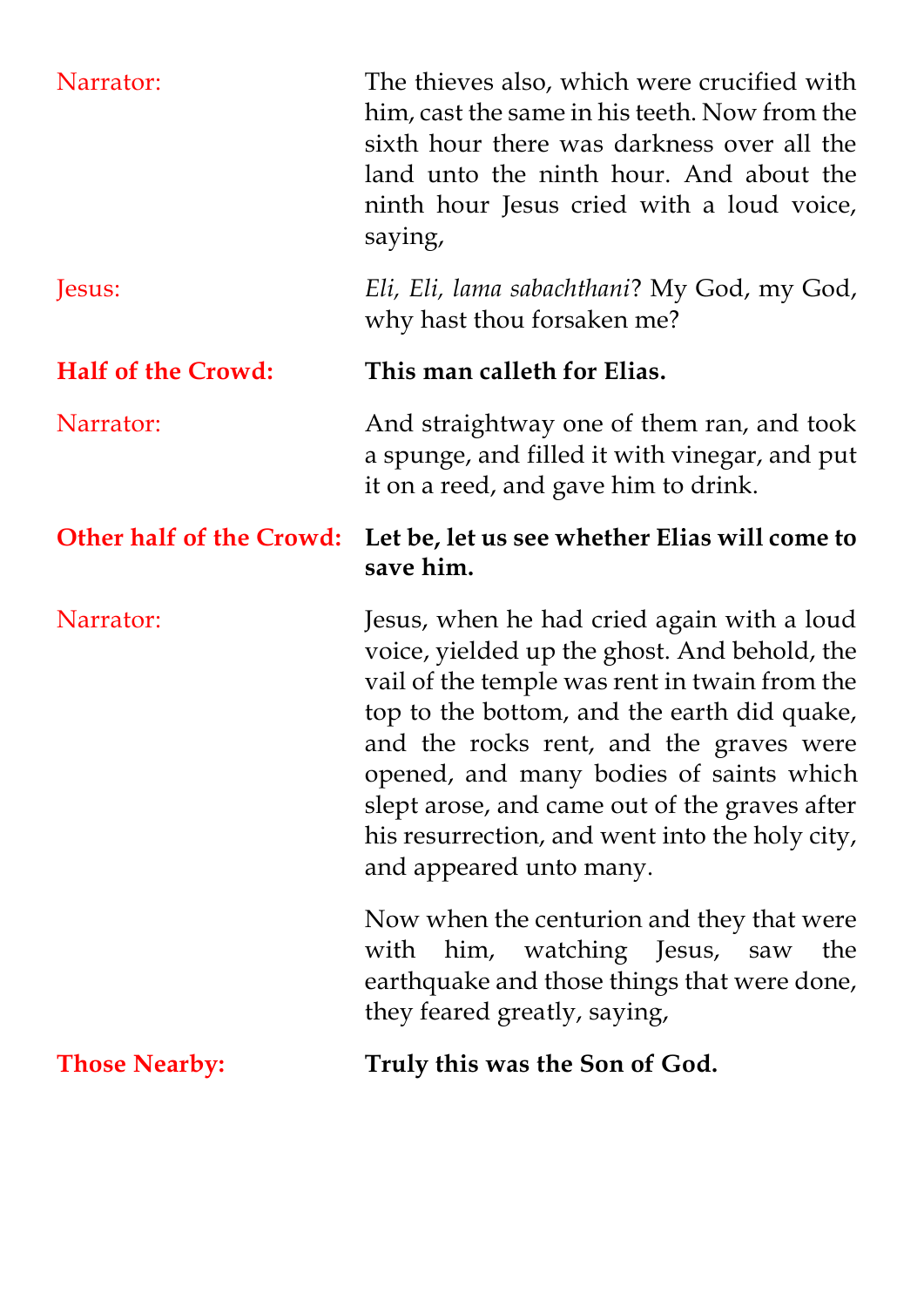Narrator: The thieves also, which were crucified with him, cast the same in his teeth. Now from the sixth hour there was darkness over all the land unto the ninth hour. And about the ninth hour Jesus cried with a loud voice, saying,

Jesus: *Eli, Eli, lama sabachthani*? My God, my God, why hast thou forsaken me?

**Half of the Crowd:** **This man calleth for Elias.**

Narrator: And straightway one of them ran, and took a spunge, and filled it with vinegar, and put it on a reed, and gave him to drink.

**Other half of the Crowd:** **Let be, let us see whether Elias will come to save him.**

Narrator: Jesus, when he had cried again with a loud voice, yielded up the ghost. And behold, the vail of the temple was rent in twain from the top to the bottom, and the earth did quake, and the rocks rent, and the graves were opened, and many bodies of saints which slept arose, and came out of the graves after his resurrection, and went into the holy city, and appeared unto many.

Now when the centurion and they that were with him, watching Jesus, saw the earthquake and those things that were done, they feared greatly, saying,

**Those Nearby:** **Truly this was the Son of God.**